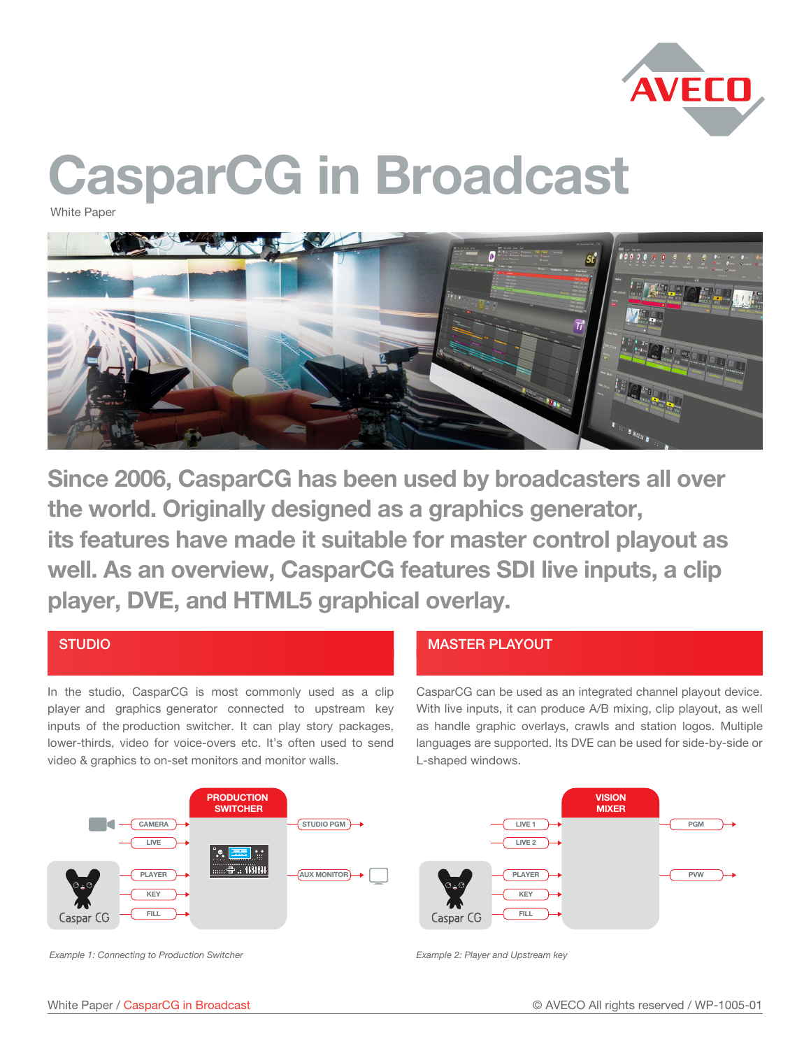# CasparCG in Broadcast

White Paper

**Since 2006, CasparCG has been used by broadcasters all over the world. Originally designed as a graphics generator, its features have made it suitable for master control playout as well. As an overview, CasparCG features SDI live inputs, a clip player, DVE, and HTML5 graphical overlay.**

## STUDIO

In the studio, CasparCG is most commonly used as a clip player and graphics generator connected to upstream key inputs of the production switcher. It can play story packages, lower-thirds, video for voice-overs etc. It's often used to send video & graphics to on-set monitors and monitor walls.

*Example 1: Connecting to Production Switcher*

## MASTER PLAYOUT

CasparCG can be used as an integrated channel playout device. With live inputs, it can produce A/B mixing, clip playout, as well as handle graphic overlays, crawls and station logos. Multiple languages are supported. Its DVE can be used for side-by-side or L-shaped windows.

*Example 2: Player and Upstream key*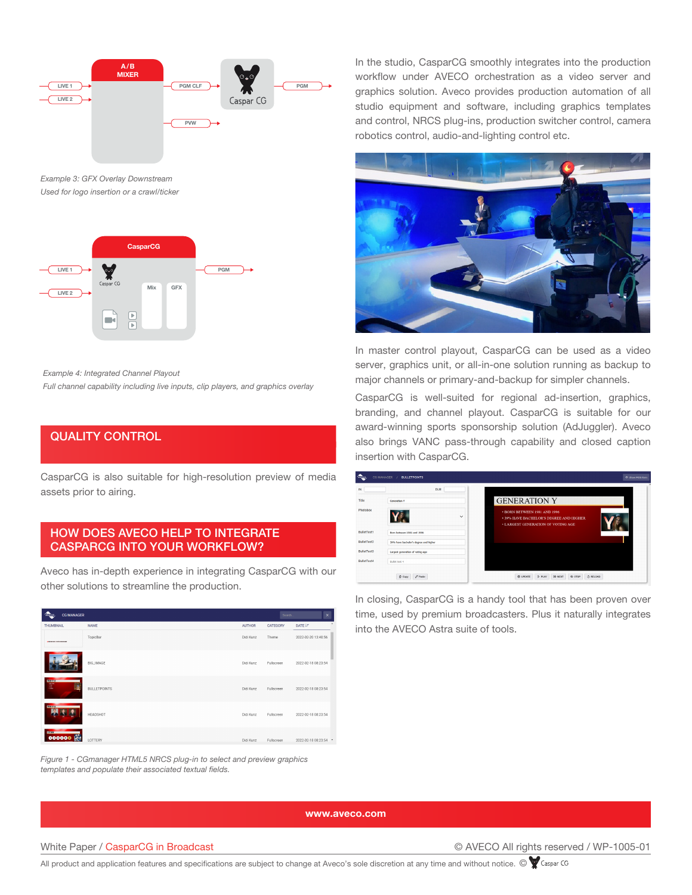A/B MIXER

LIVE 1

LIVE 2

PGM CLF

PVW

Caspar CG

PGM

*Example 3: GFX Overlay Downstream*
*Used for logo insertion or a crawl/ticker*

CasparCG

LIVE 1

LIVE 2

Caspar CG

Mix

GFX

PGM

*Example 4: Integrated Channel Playout*
*Full channel capability including live inputs, clip players, and graphics overlay*

## QUALITY CONTROL

CasparCG is also suitable for high-resolution preview of media assets prior to airing.

## HOW DOES AVECO HELP TO INTEGRATE CASPARCG INTO YOUR WORKFLOW?

Aveco has in-depth experience in integrating CasparCG with our other solutions to streamline the production.

*Figure 1 - CGmanager HTML5 NRCS plug-in to select and preview graphics templates and populate their associated textual fields.*

In the studio, CasparCG smoothly integrates into the production workflow under AVECO orchestration as a video server and graphics solution. Aveco provides production automation of all studio equipment and software, including graphics templates and control, NRCS plug-ins, production switcher control, camera robotics control, audio-and-lighting control etc.

In master control playout, CasparCG can be used as a video server, graphics unit, or all-in-one solution running as backup to major channels or primary-and-backup for simpler channels.

CasparCG is well-suited for regional ad-insertion, graphics, branding, and channel playout. CasparCG is suitable for our award-winning sports sponsorship solution (AdJuggler). Aveco also brings VANC pass-through capability and closed caption insertion with CasparCG.

In closing, CasparCG is a handy tool that has been proven over time, used by premium broadcasters. Plus it naturally integrates into the AVECO Astra suite of tools.

**www.aveco.com**

White Paper / CasparCG in Broadcast © AVECO All rights reserved / WP-1005-01

All product and application features and specifications are subject to change at Aveco's sole discretion at any time and without notice. © Caspar CG